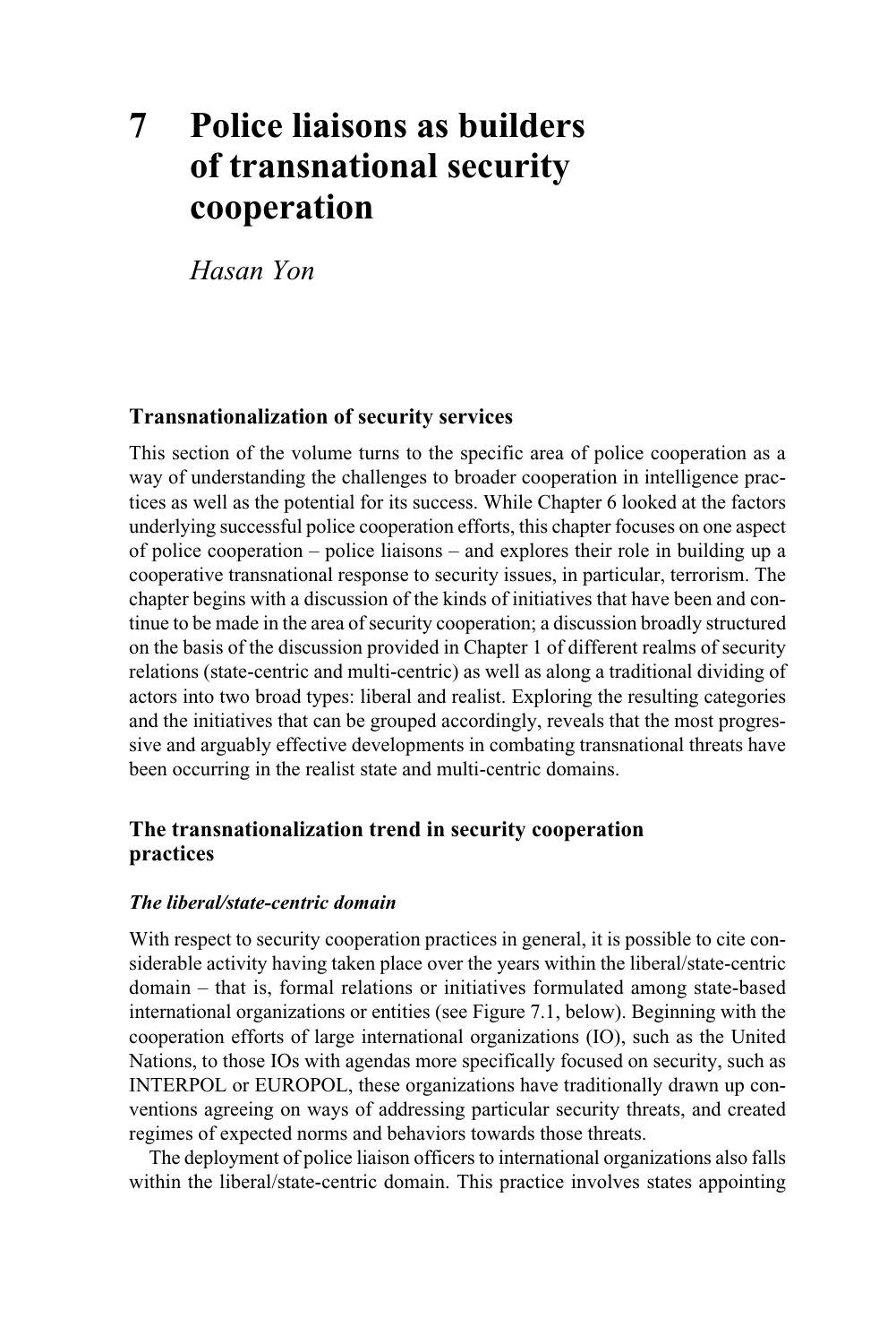# 7 Police liaisons as builders of transnational security cooperation

*Hasan Yon*

## Transnationalization of security services

This section of the volume turns to the specific area of police cooperation as a way of understanding the challenges to broader cooperation in intelligence practices as well as the potential for its success. While Chapter 6 looked at the factors underlying successful police cooperation efforts, this chapter focuses on one aspect of police cooperation – police liaisons – and explores their role in building up a cooperative transnational response to security issues, in particular, terrorism. The chapter begins with a discussion of the kinds of initiatives that have been and continue to be made in the area of security cooperation; a discussion broadly structured on the basis of the discussion provided in Chapter 1 of different realms of security relations (state-centric and multi-centric) as well as along a traditional dividing of actors into two broad types: liberal and realist. Exploring the resulting categories and the initiatives that can be grouped accordingly, reveals that the most progressive and arguably effective developments in combating transnational threats have been occurring in the realist state and multi-centric domains.

## The transnationalization trend in security cooperation practices

### *The liberal/state-centric domain*

With respect to security cooperation practices in general, it is possible to cite considerable activity having taken place over the years within the liberal/state-centric domain – that is, formal relations or initiatives formulated among state-based international organizations or entities (see Figure 7.1, below). Beginning with the cooperation efforts of large international organizations (IO), such as the United Nations, to those IOs with agendas more specifically focused on security, such as INTERPOL or EUROPOL, these organizations have traditionally drawn up conventions agreeing on ways of addressing particular security threats, and created regimes of expected norms and behaviors towards those threats.

The deployment of police liaison officers to international organizations also falls within the liberal/state-centric domain. This practice involves states appointing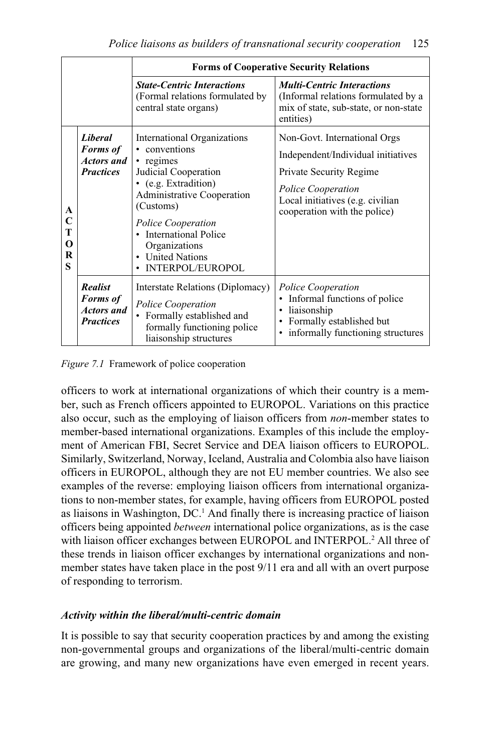| | | Forms of Cooperative Security Relations | |
|---|---|---|---|
| | | ***State-Centric Interactions*** (Formal relations formulated by central state organs) | ***Multi-Centric Interactions*** (Informal relations formulated by a mix of state, sub-state, or non-state entities) |
| **ACTORS** | ***Liberal Forms of Actors and Practices*** | International Organizations<br>• conventions<br>• regimes<br>Judicial Cooperation<br>• (e.g. Extradition)<br>Administrative Cooperation (Customs)<br>*Police Cooperation*<br>• International Police Organizations<br>• United Nations<br>• INTERPOL/EUROPOL | Non-Govt. International Orgs<br>Independent/Individual initiatives<br>Private Security Regime<br>*Police Cooperation*<br>Local initiatives (e.g. civilian cooperation with the police) |
| | ***Realist Forms of Actors and Practices*** | Interstate Relations (Diplomacy)<br>*Police Cooperation*<br>• Formally established and formally functioning police liaisonship structures | *Police Cooperation*<br>• Informal functions of police<br>• liaisonship<br>• Formally established but<br>• informally functioning structures |

*Figure 7.1* Framework of police cooperation

officers to work at international organizations of which their country is a member, such as French officers appointed to EUROPOL. Variations on this practice also occur, such as the employing of liaison officers from *non*-member states to member-based international organizations. Examples of this include the employment of American FBI, Secret Service and DEA liaison officers to EUROPOL. Similarly, Switzerland, Norway, Iceland, Australia and Colombia also have liaison officers in EUROPOL, although they are not EU member countries. We also see examples of the reverse: employing liaison officers from international organizations to non-member states, for example, having officers from EUROPOL posted as liaisons in Washington, DC.[1] And finally there is increasing practice of liaison officers being appointed *between* international police organizations, as is the case with liaison officer exchanges between EUROPOL and INTERPOL.[2] All three of these trends in liaison officer exchanges by international organizations and non-member states have taken place in the post 9/11 era and all with an overt purpose of responding to terrorism.

### *Activity within the liberal/multi-centric domain*

It is possible to say that security cooperation practices by and among the existing non-governmental groups and organizations of the liberal/multi-centric domain are growing, and many new organizations have even emerged in recent years.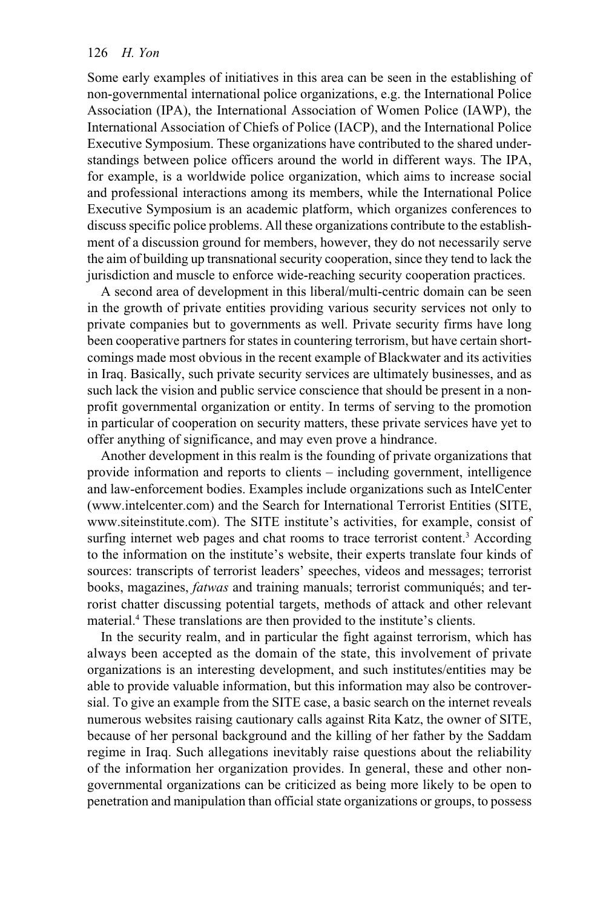Some early examples of initiatives in this area can be seen in the establishing of non-governmental international police organizations, e.g. the International Police Association (IPA), the International Association of Women Police (IAWP), the International Association of Chiefs of Police (IACP), and the International Police Executive Symposium. These organizations have contributed to the shared understandings between police officers around the world in different ways. The IPA, for example, is a worldwide police organization, which aims to increase social and professional interactions among its members, while the International Police Executive Symposium is an academic platform, which organizes conferences to discuss specific police problems. All these organizations contribute to the establishment of a discussion ground for members, however, they do not necessarily serve the aim of building up transnational security cooperation, since they tend to lack the jurisdiction and muscle to enforce wide-reaching security cooperation practices.

A second area of development in this liberal/multi-centric domain can be seen in the growth of private entities providing various security services not only to private companies but to governments as well. Private security firms have long been cooperative partners for states in countering terrorism, but have certain shortcomings made most obvious in the recent example of Blackwater and its activities in Iraq. Basically, such private security services are ultimately businesses, and as such lack the vision and public service conscience that should be present in a non-profit governmental organization or entity. In terms of serving to the promotion in particular of cooperation on security matters, these private services have yet to offer anything of significance, and may even prove a hindrance.

Another development in this realm is the founding of private organizations that provide information and reports to clients – including government, intelligence and law-enforcement bodies. Examples include organizations such as IntelCenter (www.intelcenter.com) and the Search for International Terrorist Entities (SITE, www.siteinstitute.com). The SITE institute's activities, for example, consist of surfing internet web pages and chat rooms to trace terrorist content.[3] According to the information on the institute's website, their experts translate four kinds of sources: transcripts of terrorist leaders' speeches, videos and messages; terrorist books, magazines, *fatwas* and training manuals; terrorist communiqués; and terrorist chatter discussing potential targets, methods of attack and other relevant material.[4] These translations are then provided to the institute's clients.

In the security realm, and in particular the fight against terrorism, which has always been accepted as the domain of the state, this involvement of private organizations is an interesting development, and such institutes/entities may be able to provide valuable information, but this information may also be controversial. To give an example from the SITE case, a basic search on the internet reveals numerous websites raising cautionary calls against Rita Katz, the owner of SITE, because of her personal background and the killing of her father by the Saddam regime in Iraq. Such allegations inevitably raise questions about the reliability of the information her organization provides. In general, these and other non-governmental organizations can be criticized as being more likely to be open to penetration and manipulation than official state organizations or groups, to possess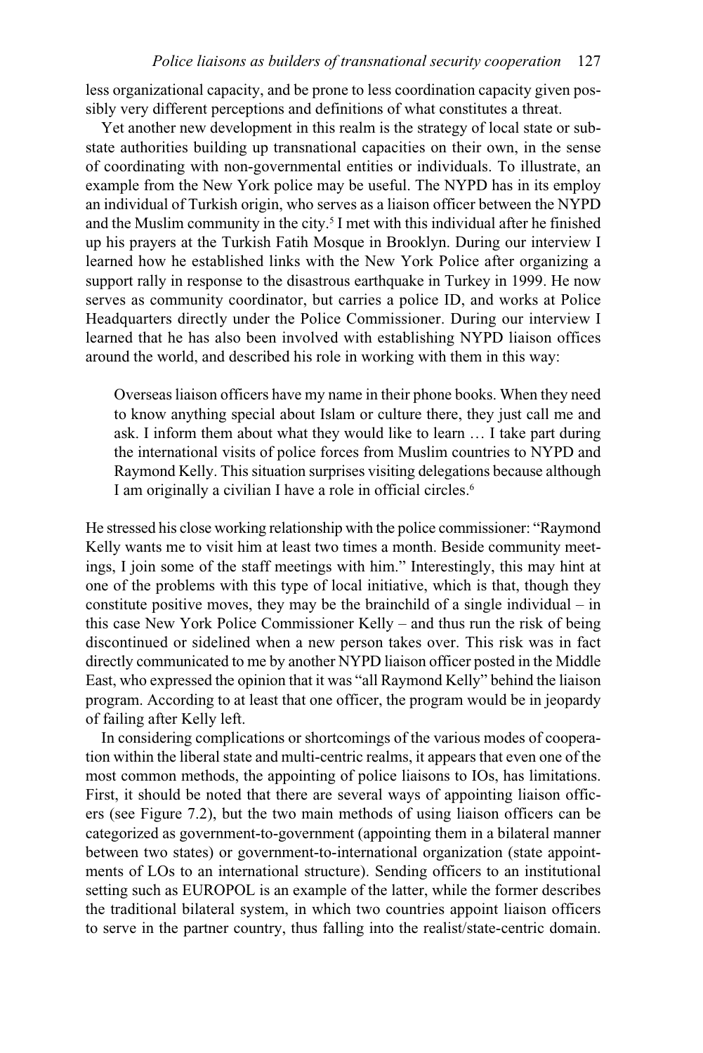less organizational capacity, and be prone to less coordination capacity given possibly very different perceptions and definitions of what constitutes a threat.

Yet another new development in this realm is the strategy of local state or substate authorities building up transnational capacities on their own, in the sense of coordinating with non-governmental entities or individuals. To illustrate, an example from the New York police may be useful. The NYPD has in its employ an individual of Turkish origin, who serves as a liaison officer between the NYPD and the Muslim community in the city.[5] I met with this individual after he finished up his prayers at the Turkish Fatih Mosque in Brooklyn. During our interview I learned how he established links with the New York Police after organizing a support rally in response to the disastrous earthquake in Turkey in 1999. He now serves as community coordinator, but carries a police ID, and works at Police Headquarters directly under the Police Commissioner. During our interview I learned that he has also been involved with establishing NYPD liaison offices around the world, and described his role in working with them in this way:

> Overseas liaison officers have my name in their phone books. When they need to know anything special about Islam or culture there, they just call me and ask. I inform them about what they would like to learn … I take part during the international visits of police forces from Muslim countries to NYPD and Raymond Kelly. This situation surprises visiting delegations because although I am originally a civilian I have a role in official circles.[6]

He stressed his close working relationship with the police commissioner: "Raymond Kelly wants me to visit him at least two times a month. Beside community meetings, I join some of the staff meetings with him." Interestingly, this may hint at one of the problems with this type of local initiative, which is that, though they constitute positive moves, they may be the brainchild of a single individual – in this case New York Police Commissioner Kelly – and thus run the risk of being discontinued or sidelined when a new person takes over. This risk was in fact directly communicated to me by another NYPD liaison officer posted in the Middle East, who expressed the opinion that it was "all Raymond Kelly" behind the liaison program. According to at least that one officer, the program would be in jeopardy of failing after Kelly left.

In considering complications or shortcomings of the various modes of cooperation within the liberal state and multi-centric realms, it appears that even one of the most common methods, the appointing of police liaisons to IOs, has limitations. First, it should be noted that there are several ways of appointing liaison officers (see Figure 7.2), but the two main methods of using liaison officers can be categorized as government-to-government (appointing them in a bilateral manner between two states) or government-to-international organization (state appointments of LOs to an international structure). Sending officers to an institutional setting such as EUROPOL is an example of the latter, while the former describes the traditional bilateral system, in which two countries appoint liaison officers to serve in the partner country, thus falling into the realist/state-centric domain.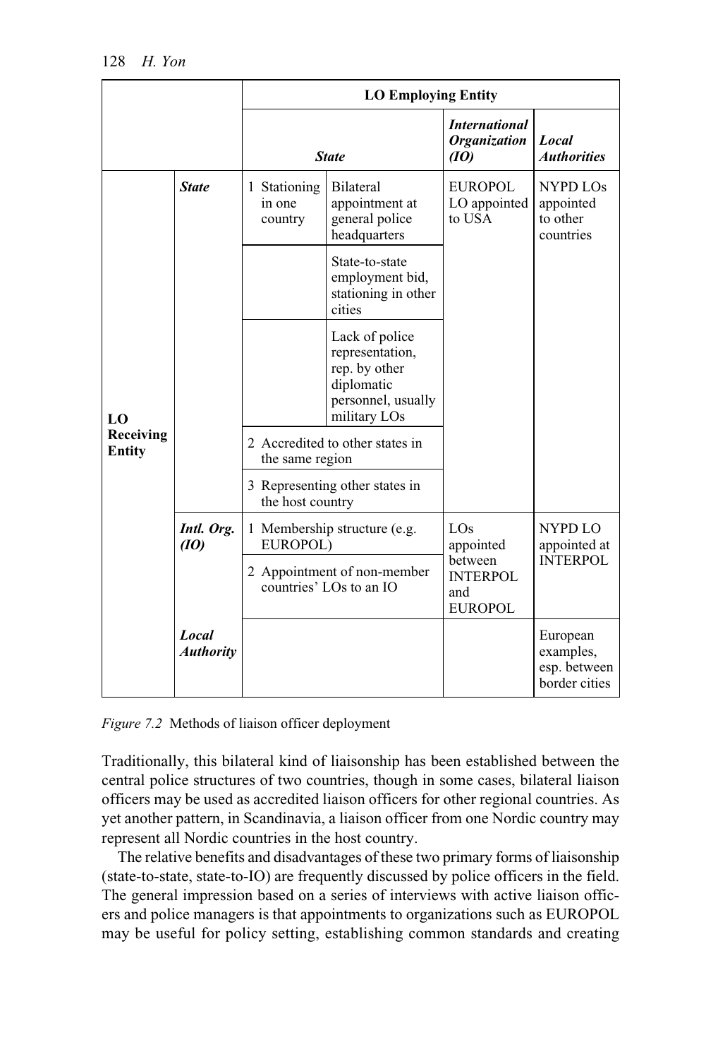| | | **LO Employing Entity** | | | |
|---|---|---|---|---|---|
| | | ***State*** | | ***International Organization (IO)*** | ***Local Authorities*** |
| **LO Receiving Entity** | ***State*** | 1 Stationing in one country | Bilateral appointment at general police headquarters | EUROPOL LO appointed to USA | NYPD LOs appointed to other countries |
| | | | State-to-state employment bid, stationing in other cities | | |
| | | | Lack of police representation, rep. by other diplomatic personnel, usually military LOs | | |
| | | 2 Accredited to other states in the same region | | | |
| | | 3 Representing other states in the host country | | | |
| | ***Intl. Org. (IO)*** | 1 Membership structure (e.g. EUROPOL) | | LOs appointed between INTERPOL and EUROPOL | NYPD LO appointed at INTERPOL |
| | | 2 Appointment of non-member countries' LOs to an IO | | | |
| | ***Local Authority*** | | | | European examples, esp. between border cities |

*Figure 7.2* Methods of liaison officer deployment

Traditionally, this bilateral kind of liaisonship has been established between the central police structures of two countries, though in some cases, bilateral liaison officers may be used as accredited liaison officers for other regional countries. As yet another pattern, in Scandinavia, a liaison officer from one Nordic country may represent all Nordic countries in the host country.

The relative benefits and disadvantages of these two primary forms of liaisonship (state-to-state, state-to-IO) are frequently discussed by police officers in the field. The general impression based on a series of interviews with active liaison officers and police managers is that appointments to organizations such as EUROPOL may be useful for policy setting, establishing common standards and creating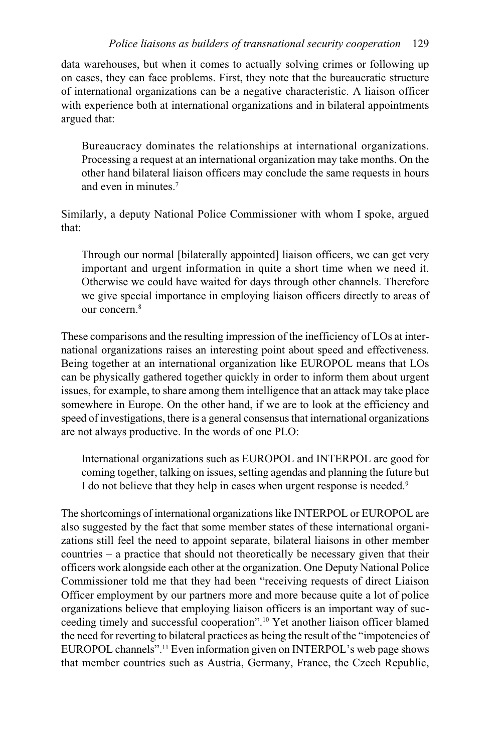data warehouses, but when it comes to actually solving crimes or following up on cases, they can face problems. First, they note that the bureaucratic structure of international organizations can be a negative characteristic. A liaison officer with experience both at international organizations and in bilateral appointments argued that:

> Bureaucracy dominates the relationships at international organizations. Processing a request at an international organization may take months. On the other hand bilateral liaison officers may conclude the same requests in hours and even in minutes.[7]

Similarly, a deputy National Police Commissioner with whom I spoke, argued that:

> Through our normal [bilaterally appointed] liaison officers, we can get very important and urgent information in quite a short time when we need it. Otherwise we could have waited for days through other channels. Therefore we give special importance in employing liaison officers directly to areas of our concern.[8]

These comparisons and the resulting impression of the inefficiency of LOs at international organizations raises an interesting point about speed and effectiveness. Being together at an international organization like EUROPOL means that LOs can be physically gathered together quickly in order to inform them about urgent issues, for example, to share among them intelligence that an attack may take place somewhere in Europe. On the other hand, if we are to look at the efficiency and speed of investigations, there is a general consensus that international organizations are not always productive. In the words of one PLO:

> International organizations such as EUROPOL and INTERPOL are good for coming together, talking on issues, setting agendas and planning the future but I do not believe that they help in cases when urgent response is needed.[9]

The shortcomings of international organizations like INTERPOL or EUROPOL are also suggested by the fact that some member states of these international organizations still feel the need to appoint separate, bilateral liaisons in other member countries – a practice that should not theoretically be necessary given that their officers work alongside each other at the organization. One Deputy National Police Commissioner told me that they had been "receiving requests of direct Liaison Officer employment by our partners more and more because quite a lot of police organizations believe that employing liaison officers is an important way of succeeding timely and successful cooperation".[10] Yet another liaison officer blamed the need for reverting to bilateral practices as being the result of the "impotencies of EUROPOL channels".[11] Even information given on INTERPOL's web page shows that member countries such as Austria, Germany, France, the Czech Republic,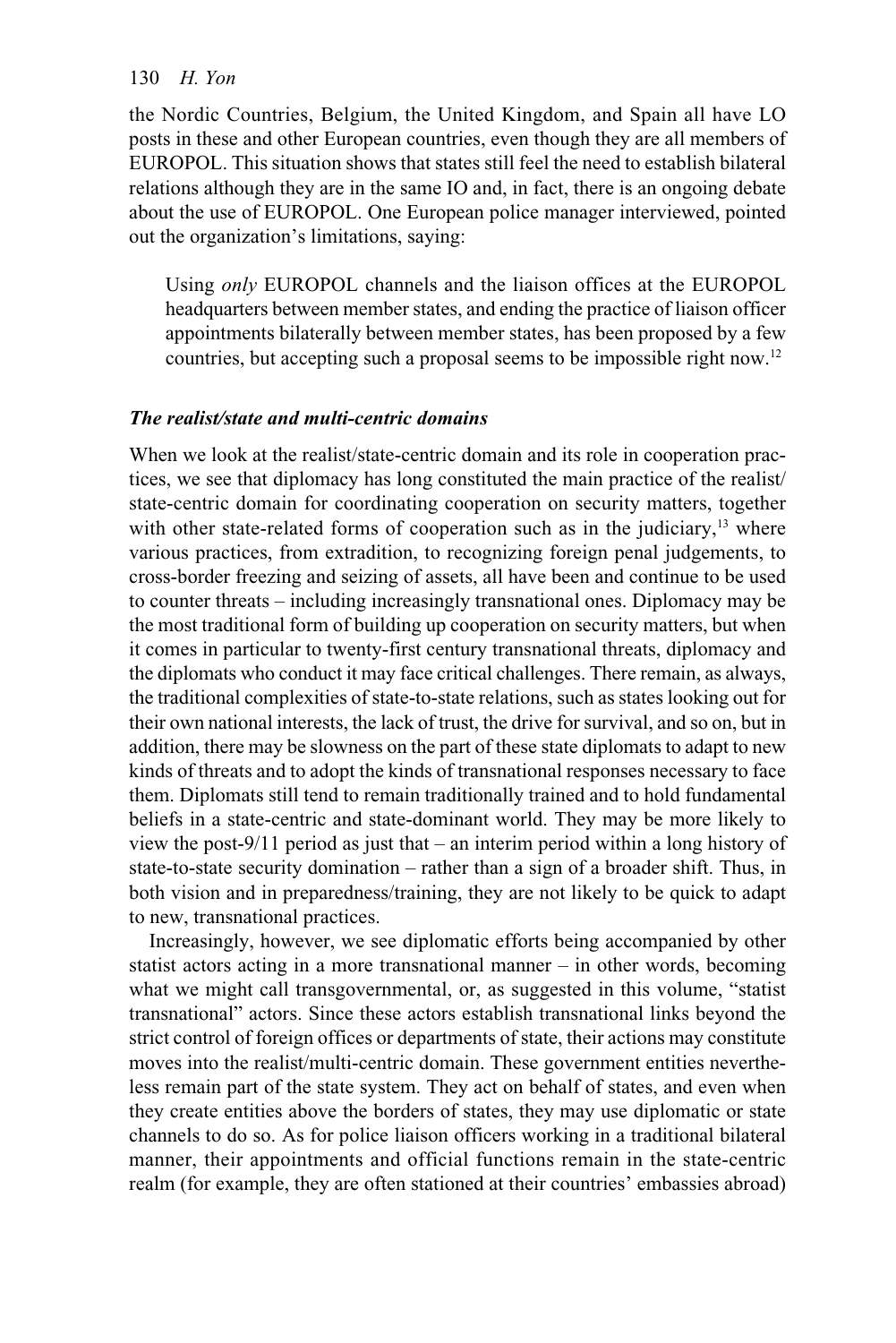the Nordic Countries, Belgium, the United Kingdom, and Spain all have LO posts in these and other European countries, even though they are all members of EUROPOL. This situation shows that states still feel the need to establish bilateral relations although they are in the same IO and, in fact, there is an ongoing debate about the use of EUROPOL. One European police manager interviewed, pointed out the organization's limitations, saying:

> Using *only* EUROPOL channels and the liaison offices at the EUROPOL headquarters between member states, and ending the practice of liaison officer appointments bilaterally between member states, has been proposed by a few countries, but accepting such a proposal seems to be impossible right now.[12]

### *The realist/state and multi-centric domains*

When we look at the realist/state-centric domain and its role in cooperation practices, we see that diplomacy has long constituted the main practice of the realist/state-centric domain for coordinating cooperation on security matters, together with other state-related forms of cooperation such as in the judiciary,[13] where various practices, from extradition, to recognizing foreign penal judgements, to cross-border freezing and seizing of assets, all have been and continue to be used to counter threats – including increasingly transnational ones. Diplomacy may be the most traditional form of building up cooperation on security matters, but when it comes in particular to twenty-first century transnational threats, diplomacy and the diplomats who conduct it may face critical challenges. There remain, as always, the traditional complexities of state-to-state relations, such as states looking out for their own national interests, the lack of trust, the drive for survival, and so on, but in addition, there may be slowness on the part of these state diplomats to adapt to new kinds of threats and to adopt the kinds of transnational responses necessary to face them. Diplomats still tend to remain traditionally trained and to hold fundamental beliefs in a state-centric and state-dominant world. They may be more likely to view the post-9/11 period as just that – an interim period within a long history of state-to-state security domination – rather than a sign of a broader shift. Thus, in both vision and in preparedness/training, they are not likely to be quick to adapt to new, transnational practices.

Increasingly, however, we see diplomatic efforts being accompanied by other statist actors acting in a more transnational manner – in other words, becoming what we might call transgovernmental, or, as suggested in this volume, "statist transnational" actors. Since these actors establish transnational links beyond the strict control of foreign offices or departments of state, their actions may constitute moves into the realist/multi-centric domain. These government entities nevertheless remain part of the state system. They act on behalf of states, and even when they create entities above the borders of states, they may use diplomatic or state channels to do so. As for police liaison officers working in a traditional bilateral manner, their appointments and official functions remain in the state-centric realm (for example, they are often stationed at their countries' embassies abroad)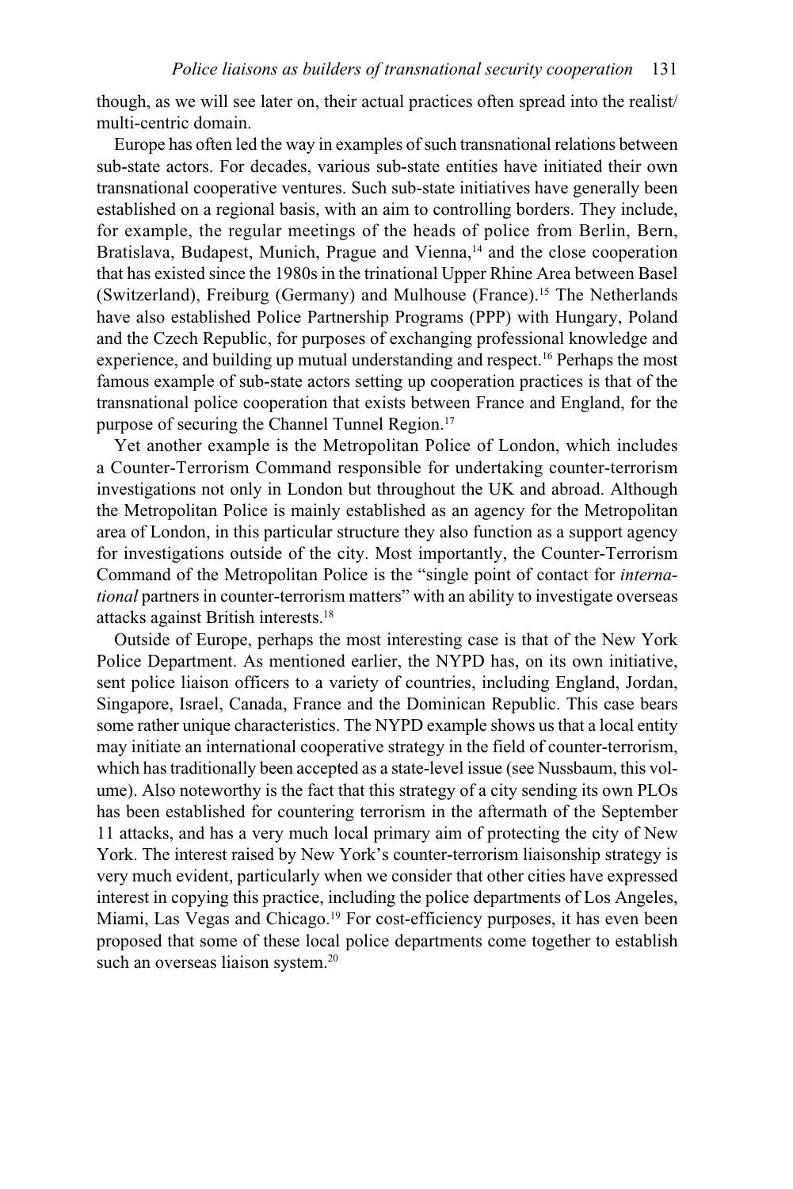though, as we will see later on, their actual practices often spread into the realist/multi-centric domain.

Europe has often led the way in examples of such transnational relations between sub-state actors. For decades, various sub-state entities have initiated their own transnational cooperative ventures. Such sub-state initiatives have generally been established on a regional basis, with an aim to controlling borders. They include, for example, the regular meetings of the heads of police from Berlin, Bern, Bratislava, Budapest, Munich, Prague and Vienna,[14] and the close cooperation that has existed since the 1980s in the trinational Upper Rhine Area between Basel (Switzerland), Freiburg (Germany) and Mulhouse (France).[15] The Netherlands have also established Police Partnership Programs (PPP) with Hungary, Poland and the Czech Republic, for purposes of exchanging professional knowledge and experience, and building up mutual understanding and respect.[16] Perhaps the most famous example of sub-state actors setting up cooperation practices is that of the transnational police cooperation that exists between France and England, for the purpose of securing the Channel Tunnel Region.[17]

Yet another example is the Metropolitan Police of London, which includes a Counter-Terrorism Command responsible for undertaking counter-terrorism investigations not only in London but throughout the UK and abroad. Although the Metropolitan Police is mainly established as an agency for the Metropolitan area of London, in this particular structure they also function as a support agency for investigations outside of the city. Most importantly, the Counter-Terrorism Command of the Metropolitan Police is the "single point of contact for *international* partners in counter-terrorism matters" with an ability to investigate overseas attacks against British interests.[18]

Outside of Europe, perhaps the most interesting case is that of the New York Police Department. As mentioned earlier, the NYPD has, on its own initiative, sent police liaison officers to a variety of countries, including England, Jordan, Singapore, Israel, Canada, France and the Dominican Republic. This case bears some rather unique characteristics. The NYPD example shows us that a local entity may initiate an international cooperative strategy in the field of counter-terrorism, which has traditionally been accepted as a state-level issue (see Nussbaum, this volume). Also noteworthy is the fact that this strategy of a city sending its own PLOs has been established for countering terrorism in the aftermath of the September 11 attacks, and has a very much local primary aim of protecting the city of New York. The interest raised by New York's counter-terrorism liaisonship strategy is very much evident, particularly when we consider that other cities have expressed interest in copying this practice, including the police departments of Los Angeles, Miami, Las Vegas and Chicago.[19] For cost-efficiency purposes, it has even been proposed that some of these local police departments come together to establish such an overseas liaison system.[20]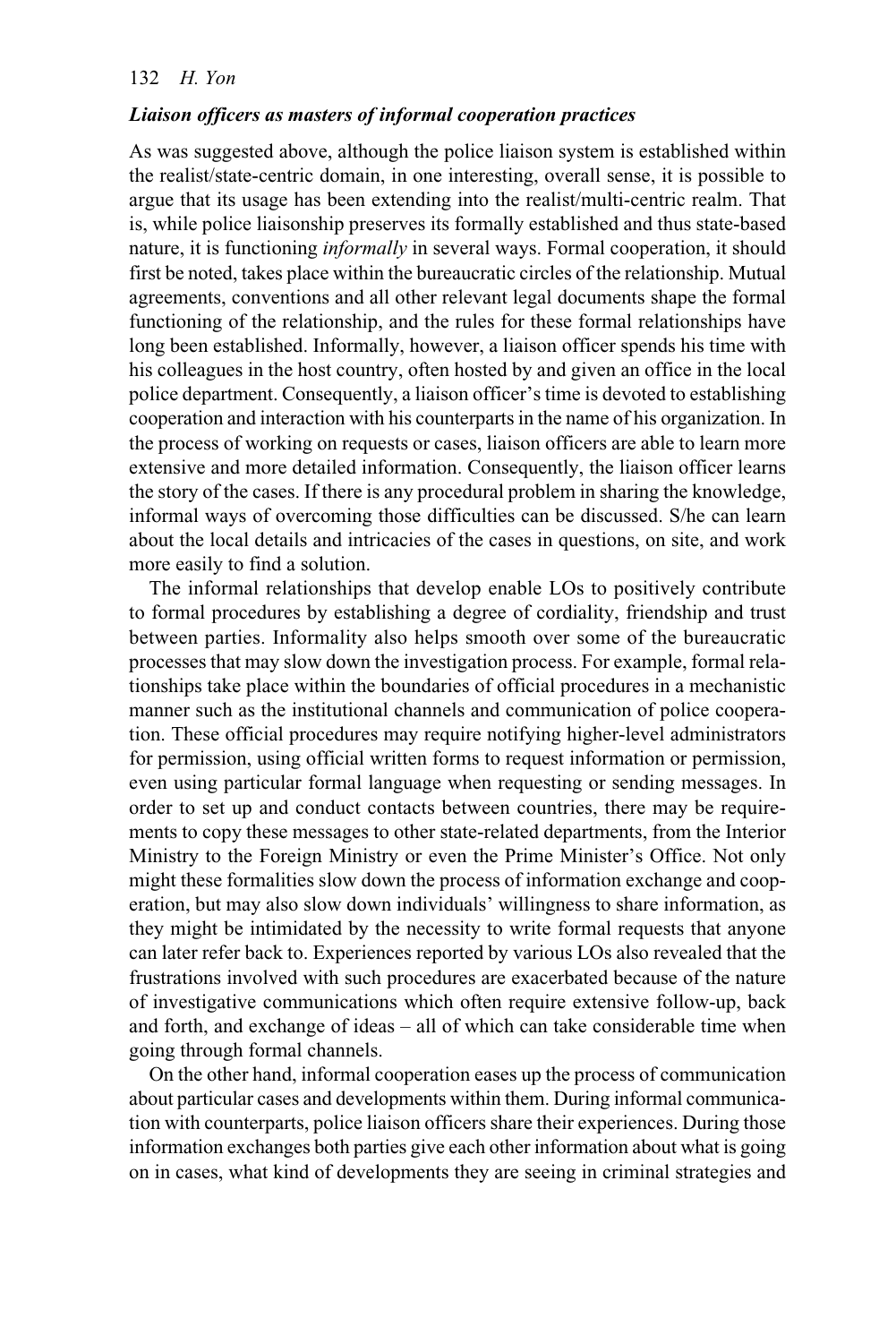### *Liaison officers as masters of informal cooperation practices*

As was suggested above, although the police liaison system is established within the realist/state-centric domain, in one interesting, overall sense, it is possible to argue that its usage has been extending into the realist/multi-centric realm. That is, while police liaisonship preserves its formally established and thus state-based nature, it is functioning *informally* in several ways. Formal cooperation, it should first be noted, takes place within the bureaucratic circles of the relationship. Mutual agreements, conventions and all other relevant legal documents shape the formal functioning of the relationship, and the rules for these formal relationships have long been established. Informally, however, a liaison officer spends his time with his colleagues in the host country, often hosted by and given an office in the local police department. Consequently, a liaison officer's time is devoted to establishing cooperation and interaction with his counterparts in the name of his organization. In the process of working on requests or cases, liaison officers are able to learn more extensive and more detailed information. Consequently, the liaison officer learns the story of the cases. If there is any procedural problem in sharing the knowledge, informal ways of overcoming those difficulties can be discussed. S/he can learn about the local details and intricacies of the cases in questions, on site, and work more easily to find a solution.

The informal relationships that develop enable LOs to positively contribute to formal procedures by establishing a degree of cordiality, friendship and trust between parties. Informality also helps smooth over some of the bureaucratic processes that may slow down the investigation process. For example, formal relationships take place within the boundaries of official procedures in a mechanistic manner such as the institutional channels and communication of police cooperation. These official procedures may require notifying higher-level administrators for permission, using official written forms to request information or permission, even using particular formal language when requesting or sending messages. In order to set up and conduct contacts between countries, there may be requirements to copy these messages to other state-related departments, from the Interior Ministry to the Foreign Ministry or even the Prime Minister's Office. Not only might these formalities slow down the process of information exchange and cooperation, but may also slow down individuals' willingness to share information, as they might be intimidated by the necessity to write formal requests that anyone can later refer back to. Experiences reported by various LOs also revealed that the frustrations involved with such procedures are exacerbated because of the nature of investigative communications which often require extensive follow-up, back and forth, and exchange of ideas – all of which can take considerable time when going through formal channels.

On the other hand, informal cooperation eases up the process of communication about particular cases and developments within them. During informal communication with counterparts, police liaison officers share their experiences. During those information exchanges both parties give each other information about what is going on in cases, what kind of developments they are seeing in criminal strategies and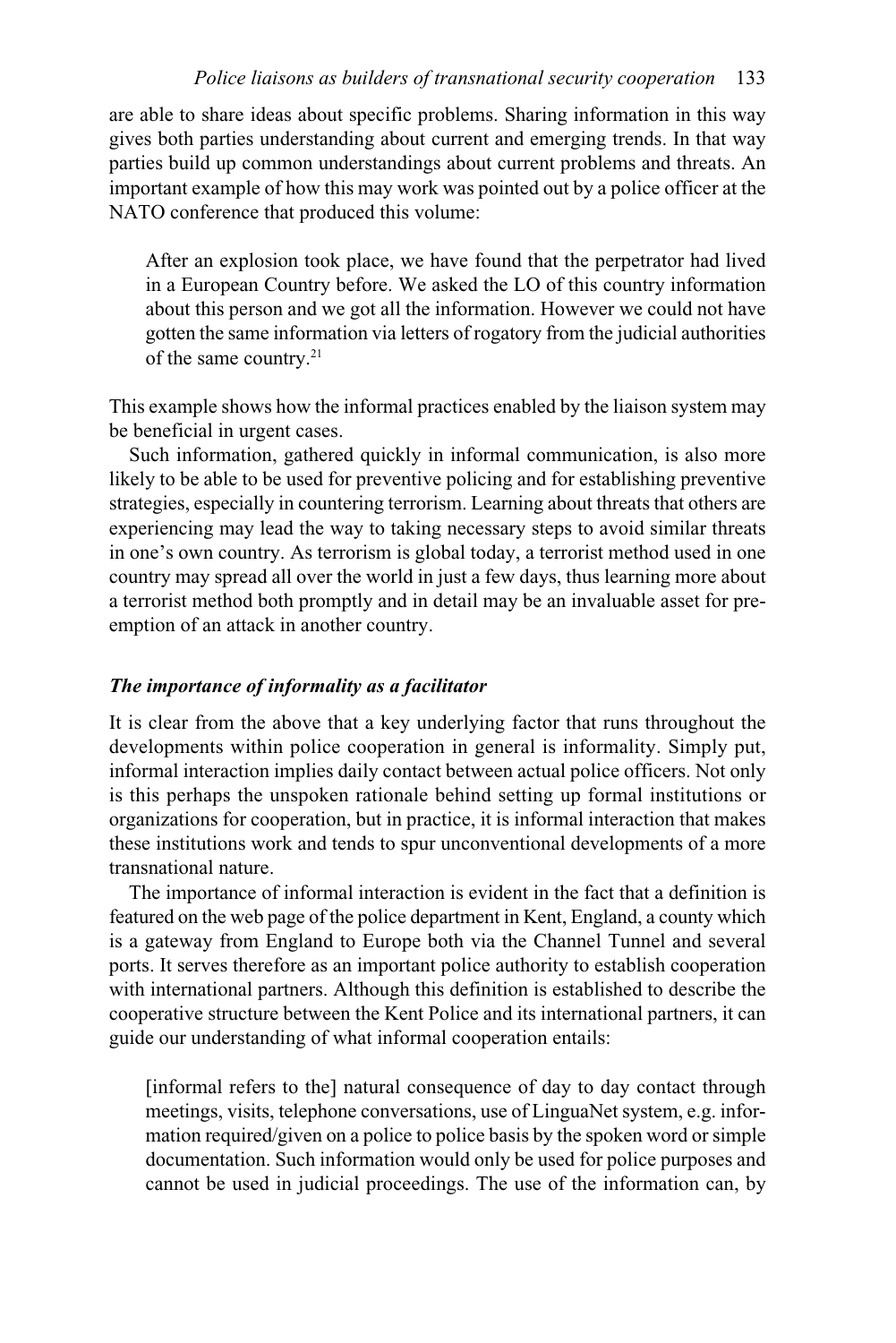are able to share ideas about specific problems. Sharing information in this way gives both parties understanding about current and emerging trends. In that way parties build up common understandings about current problems and threats. An important example of how this may work was pointed out by a police officer at the NATO conference that produced this volume:

> After an explosion took place, we have found that the perpetrator had lived in a European Country before. We asked the LO of this country information about this person and we got all the information. However we could not have gotten the same information via letters of rogatory from the judicial authorities of the same country.[21]

This example shows how the informal practices enabled by the liaison system may be beneficial in urgent cases.

Such information, gathered quickly in informal communication, is also more likely to be able to be used for preventive policing and for establishing preventive strategies, especially in countering terrorism. Learning about threats that others are experiencing may lead the way to taking necessary steps to avoid similar threats in one's own country. As terrorism is global today, a terrorist method used in one country may spread all over the world in just a few days, thus learning more about a terrorist method both promptly and in detail may be an invaluable asset for pre-emption of an attack in another country.

### *The importance of informality as a facilitator*

It is clear from the above that a key underlying factor that runs throughout the developments within police cooperation in general is informality. Simply put, informal interaction implies daily contact between actual police officers. Not only is this perhaps the unspoken rationale behind setting up formal institutions or organizations for cooperation, but in practice, it is informal interaction that makes these institutions work and tends to spur unconventional developments of a more transnational nature.

The importance of informal interaction is evident in the fact that a definition is featured on the web page of the police department in Kent, England, a county which is a gateway from England to Europe both via the Channel Tunnel and several ports. It serves therefore as an important police authority to establish cooperation with international partners. Although this definition is established to describe the cooperative structure between the Kent Police and its international partners, it can guide our understanding of what informal cooperation entails:

> [informal refers to the] natural consequence of day to day contact through meetings, visits, telephone conversations, use of LinguaNet system, e.g. information required/given on a police to police basis by the spoken word or simple documentation. Such information would only be used for police purposes and cannot be used in judicial proceedings. The use of the information can, by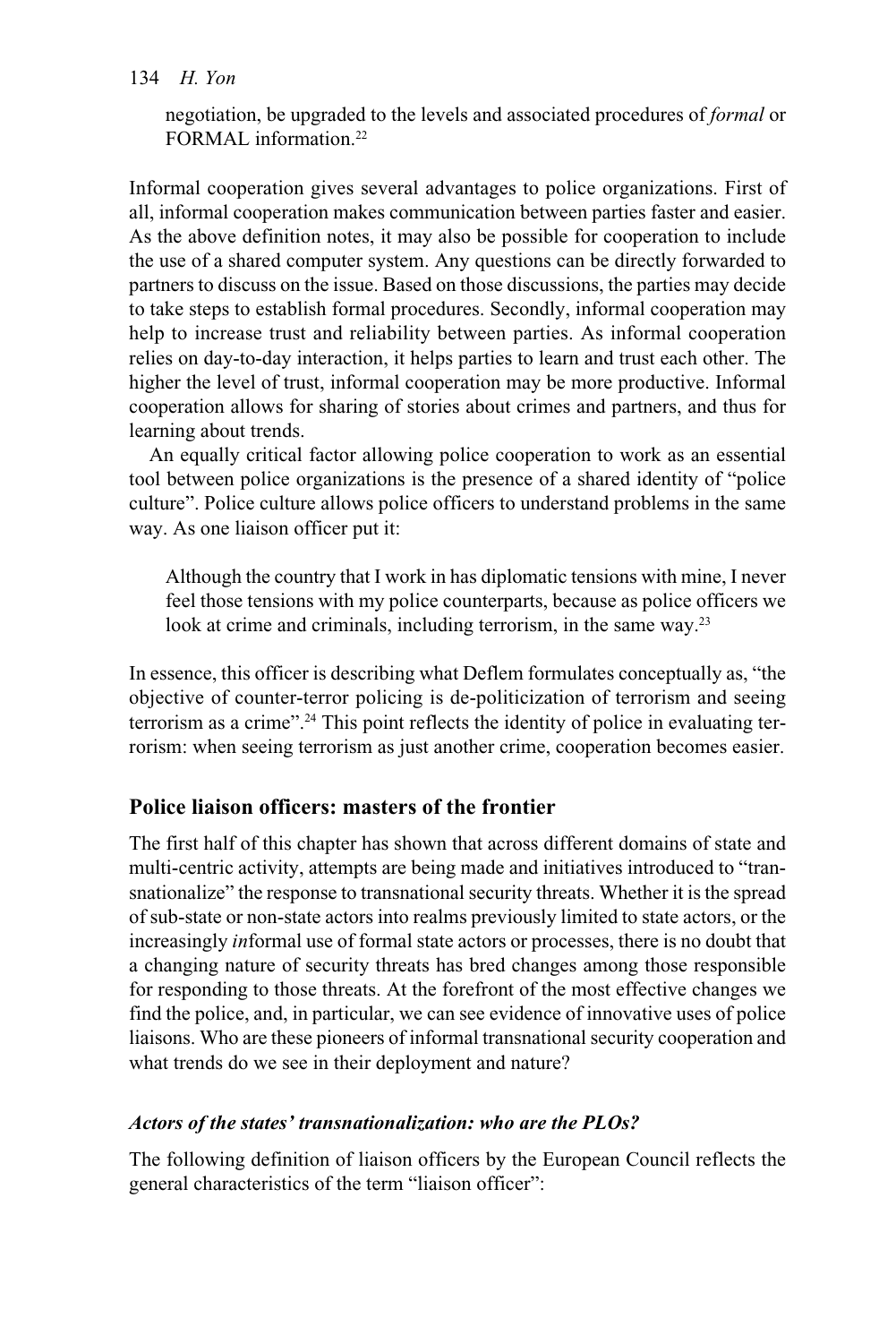negotiation, be upgraded to the levels and associated procedures of *formal* or FORMAL information.[22]

Informal cooperation gives several advantages to police organizations. First of all, informal cooperation makes communication between parties faster and easier. As the above definition notes, it may also be possible for cooperation to include the use of a shared computer system. Any questions can be directly forwarded to partners to discuss on the issue. Based on those discussions, the parties may decide to take steps to establish formal procedures. Secondly, informal cooperation may help to increase trust and reliability between parties. As informal cooperation relies on day-to-day interaction, it helps parties to learn and trust each other. The higher the level of trust, informal cooperation may be more productive. Informal cooperation allows for sharing of stories about crimes and partners, and thus for learning about trends.

An equally critical factor allowing police cooperation to work as an essential tool between police organizations is the presence of a shared identity of "police culture". Police culture allows police officers to understand problems in the same way. As one liaison officer put it:

> Although the country that I work in has diplomatic tensions with mine, I never feel those tensions with my police counterparts, because as police officers we look at crime and criminals, including terrorism, in the same way.[23]

In essence, this officer is describing what Deflem formulates conceptually as, "the objective of counter-terror policing is de-politicization of terrorism and seeing terrorism as a crime".[24] This point reflects the identity of police in evaluating terrorism: when seeing terrorism as just another crime, cooperation becomes easier.

## Police liaison officers: masters of the frontier

The first half of this chapter has shown that across different domains of state and multi-centric activity, attempts are being made and initiatives introduced to "transnationalize" the response to transnational security threats. Whether it is the spread of sub-state or non-state actors into realms previously limited to state actors, or the increasingly *in*formal use of formal state actors or processes, there is no doubt that a changing nature of security threats has bred changes among those responsible for responding to those threats. At the forefront of the most effective changes we find the police, and, in particular, we can see evidence of innovative uses of police liaisons. Who are these pioneers of informal transnational security cooperation and what trends do we see in their deployment and nature?

### *Actors of the states' transnationalization: who are the PLOs?*

The following definition of liaison officers by the European Council reflects the general characteristics of the term "liaison officer":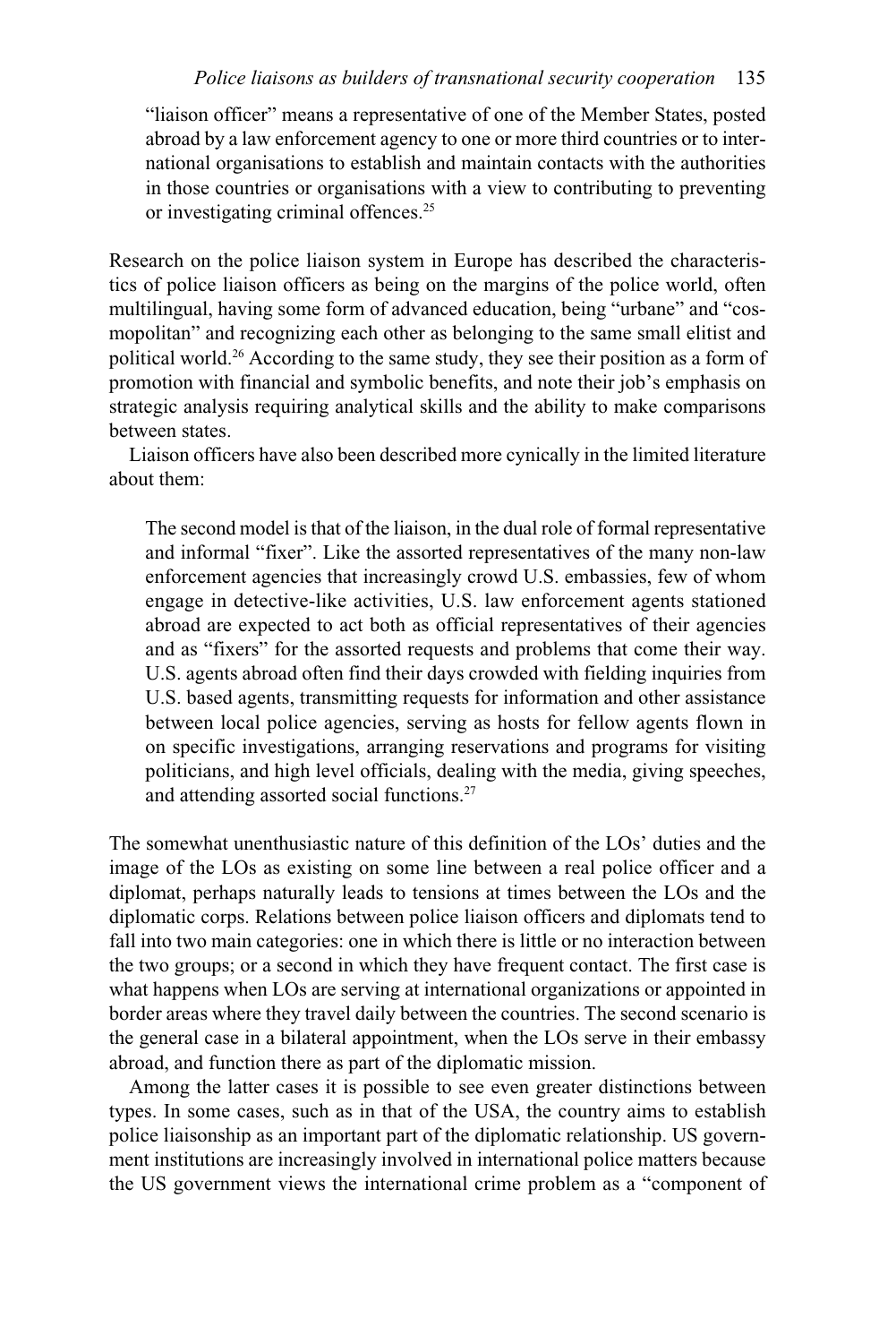> "liaison officer" means a representative of one of the Member States, posted abroad by a law enforcement agency to one or more third countries or to international organisations to establish and maintain contacts with the authorities in those countries or organisations with a view to contributing to preventing or investigating criminal offences.[25]

Research on the police liaison system in Europe has described the characteristics of police liaison officers as being on the margins of the police world, often multilingual, having some form of advanced education, being "urbane" and "cosmopolitan" and recognizing each other as belonging to the same small elitist and political world.[26] According to the same study, they see their position as a form of promotion with financial and symbolic benefits, and note their job's emphasis on strategic analysis requiring analytical skills and the ability to make comparisons between states.

Liaison officers have also been described more cynically in the limited literature about them:

> The second model is that of the liaison, in the dual role of formal representative and informal "fixer". Like the assorted representatives of the many non-law enforcement agencies that increasingly crowd U.S. embassies, few of whom engage in detective-like activities, U.S. law enforcement agents stationed abroad are expected to act both as official representatives of their agencies and as "fixers" for the assorted requests and problems that come their way. U.S. agents abroad often find their days crowded with fielding inquiries from U.S. based agents, transmitting requests for information and other assistance between local police agencies, serving as hosts for fellow agents flown in on specific investigations, arranging reservations and programs for visiting politicians, and high level officials, dealing with the media, giving speeches, and attending assorted social functions.[27]

The somewhat unenthusiastic nature of this definition of the LOs' duties and the image of the LOs as existing on some line between a real police officer and a diplomat, perhaps naturally leads to tensions at times between the LOs and the diplomatic corps. Relations between police liaison officers and diplomats tend to fall into two main categories: one in which there is little or no interaction between the two groups; or a second in which they have frequent contact. The first case is what happens when LOs are serving at international organizations or appointed in border areas where they travel daily between the countries. The second scenario is the general case in a bilateral appointment, when the LOs serve in their embassy abroad, and function there as part of the diplomatic mission.

Among the latter cases it is possible to see even greater distinctions between types. In some cases, such as in that of the USA, the country aims to establish police liaisonship as an important part of the diplomatic relationship. US government institutions are increasingly involved in international police matters because the US government views the international crime problem as a "component of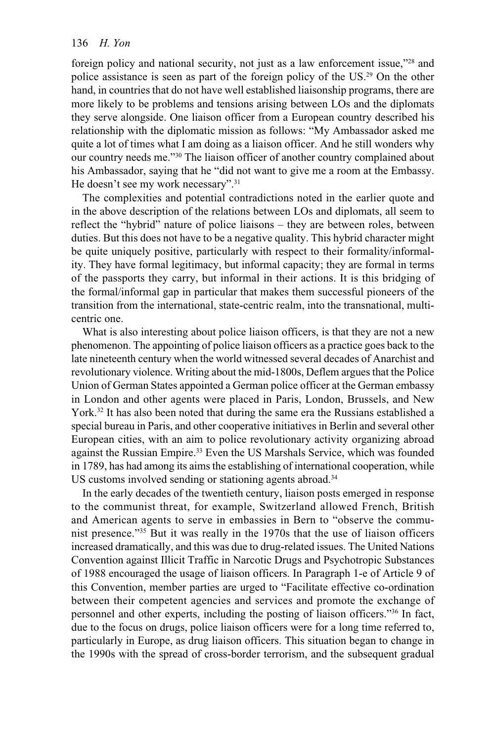foreign policy and national security, not just as a law enforcement issue,"[28] and police assistance is seen as part of the foreign policy of the US.[29] On the other hand, in countries that do not have well established liaisonship programs, there are more likely to be problems and tensions arising between LOs and the diplomats they serve alongside. One liaison officer from a European country described his relationship with the diplomatic mission as follows: "My Ambassador asked me quite a lot of times what I am doing as a liaison officer. And he still wonders why our country needs me."[30] The liaison officer of another country complained about his Ambassador, saying that he "did not want to give me a room at the Embassy. He doesn't see my work necessary".[31]

The complexities and potential contradictions noted in the earlier quote and in the above description of the relations between LOs and diplomats, all seem to reflect the "hybrid" nature of police liaisons – they are between roles, between duties. But this does not have to be a negative quality. This hybrid character might be quite uniquely positive, particularly with respect to their formality/informality. They have formal legitimacy, but informal capacity; they are formal in terms of the passports they carry, but informal in their actions. It is this bridging of the formal/informal gap in particular that makes them successful pioneers of the transition from the international, state-centric realm, into the transnational, multicentric one.

What is also interesting about police liaison officers, is that they are not a new phenomenon. The appointing of police liaison officers as a practice goes back to the late nineteenth century when the world witnessed several decades of Anarchist and revolutionary violence. Writing about the mid-1800s, Deflem argues that the Police Union of German States appointed a German police officer at the German embassy in London and other agents were placed in Paris, London, Brussels, and New York.[32] It has also been noted that during the same era the Russians established a special bureau in Paris, and other cooperative initiatives in Berlin and several other European cities, with an aim to police revolutionary activity organizing abroad against the Russian Empire.[33] Even the US Marshals Service, which was founded in 1789, has had among its aims the establishing of international cooperation, while US customs involved sending or stationing agents abroad.[34]

In the early decades of the twentieth century, liaison posts emerged in response to the communist threat, for example, Switzerland allowed French, British and American agents to serve in embassies in Bern to "observe the communist presence."[35] But it was really in the 1970s that the use of liaison officers increased dramatically, and this was due to drug-related issues. The United Nations Convention against Illicit Traffic in Narcotic Drugs and Psychotropic Substances of 1988 encouraged the usage of liaison officers. In Paragraph 1-e of Article 9 of this Convention, member parties are urged to "Facilitate effective co-ordination between their competent agencies and services and promote the exchange of personnel and other experts, including the posting of liaison officers."[36] In fact, due to the focus on drugs, police liaison officers were for a long time referred to, particularly in Europe, as drug liaison officers. This situation began to change in the 1990s with the spread of cross-border terrorism, and the subsequent gradual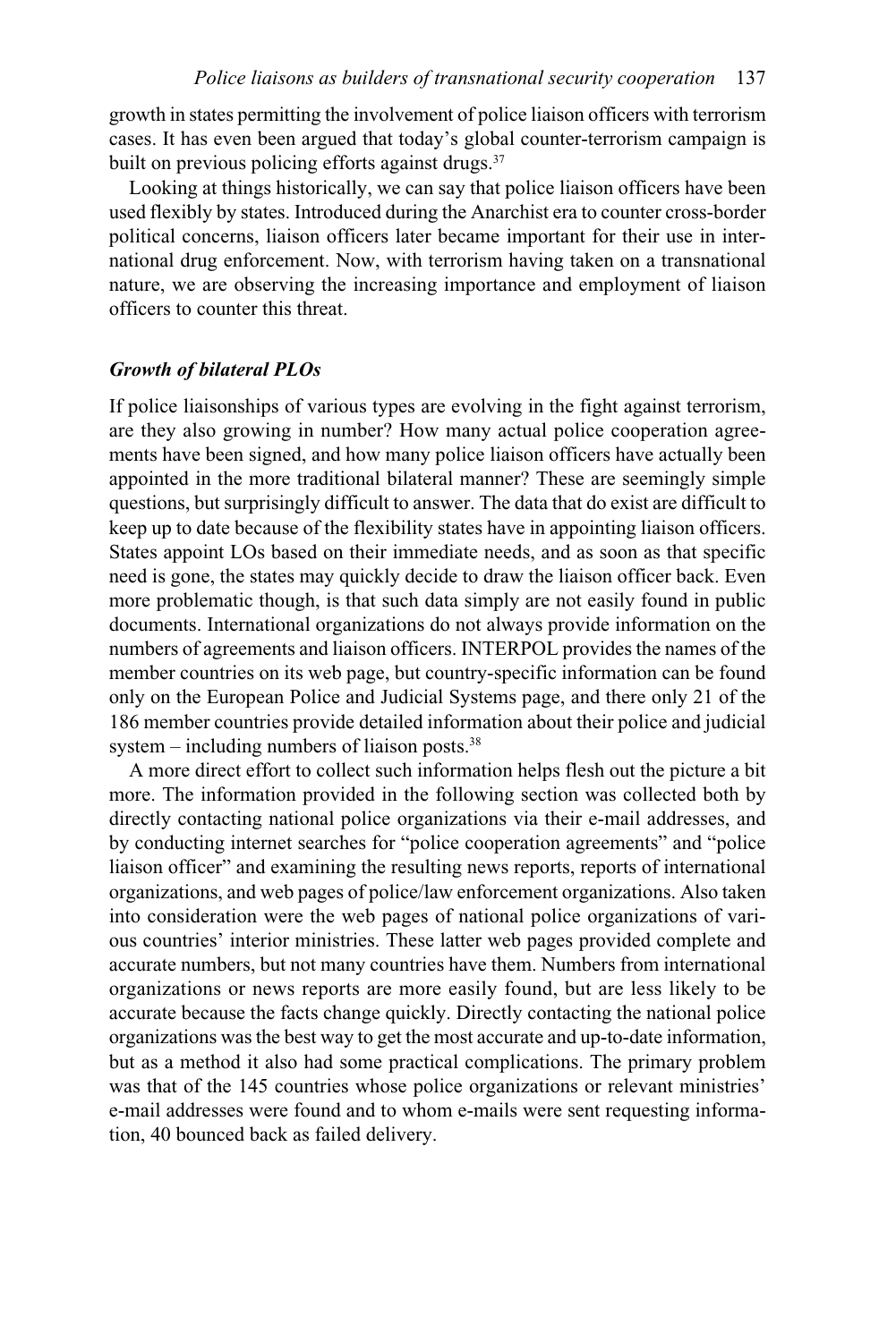growth in states permitting the involvement of police liaison officers with terrorism cases. It has even been argued that today's global counter-terrorism campaign is built on previous policing efforts against drugs.[37]

Looking at things historically, we can say that police liaison officers have been used flexibly by states. Introduced during the Anarchist era to counter cross-border political concerns, liaison officers later became important for their use in international drug enforcement. Now, with terrorism having taken on a transnational nature, we are observing the increasing importance and employment of liaison officers to counter this threat.

### *Growth of bilateral PLOs*

If police liaisonships of various types are evolving in the fight against terrorism, are they also growing in number? How many actual police cooperation agreements have been signed, and how many police liaison officers have actually been appointed in the more traditional bilateral manner? These are seemingly simple questions, but surprisingly difficult to answer. The data that do exist are difficult to keep up to date because of the flexibility states have in appointing liaison officers. States appoint LOs based on their immediate needs, and as soon as that specific need is gone, the states may quickly decide to draw the liaison officer back. Even more problematic though, is that such data simply are not easily found in public documents. International organizations do not always provide information on the numbers of agreements and liaison officers. INTERPOL provides the names of the member countries on its web page, but country-specific information can be found only on the European Police and Judicial Systems page, and there only 21 of the 186 member countries provide detailed information about their police and judicial system – including numbers of liaison posts.[38]

A more direct effort to collect such information helps flesh out the picture a bit more. The information provided in the following section was collected both by directly contacting national police organizations via their e-mail addresses, and by conducting internet searches for "police cooperation agreements" and "police liaison officer" and examining the resulting news reports, reports of international organizations, and web pages of police/law enforcement organizations. Also taken into consideration were the web pages of national police organizations of various countries' interior ministries. These latter web pages provided complete and accurate numbers, but not many countries have them. Numbers from international organizations or news reports are more easily found, but are less likely to be accurate because the facts change quickly. Directly contacting the national police organizations was the best way to get the most accurate and up-to-date information, but as a method it also had some practical complications. The primary problem was that of the 145 countries whose police organizations or relevant ministries' e-mail addresses were found and to whom e-mails were sent requesting information, 40 bounced back as failed delivery.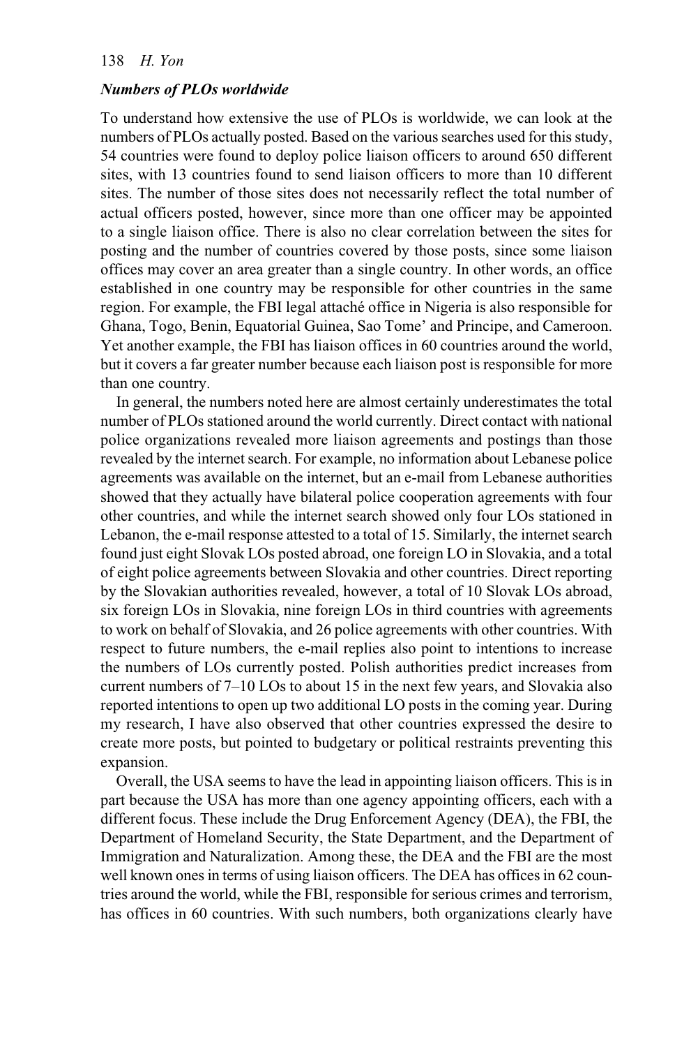### *Numbers of PLOs worldwide*

To understand how extensive the use of PLOs is worldwide, we can look at the numbers of PLOs actually posted. Based on the various searches used for this study, 54 countries were found to deploy police liaison officers to around 650 different sites, with 13 countries found to send liaison officers to more than 10 different sites. The number of those sites does not necessarily reflect the total number of actual officers posted, however, since more than one officer may be appointed to a single liaison office. There is also no clear correlation between the sites for posting and the number of countries covered by those posts, since some liaison offices may cover an area greater than a single country. In other words, an office established in one country may be responsible for other countries in the same region. For example, the FBI legal attaché office in Nigeria is also responsible for Ghana, Togo, Benin, Equatorial Guinea, Sao Tome' and Principe, and Cameroon. Yet another example, the FBI has liaison offices in 60 countries around the world, but it covers a far greater number because each liaison post is responsible for more than one country.

In general, the numbers noted here are almost certainly underestimates the total number of PLOs stationed around the world currently. Direct contact with national police organizations revealed more liaison agreements and postings than those revealed by the internet search. For example, no information about Lebanese police agreements was available on the internet, but an e-mail from Lebanese authorities showed that they actually have bilateral police cooperation agreements with four other countries, and while the internet search showed only four LOs stationed in Lebanon, the e-mail response attested to a total of 15. Similarly, the internet search found just eight Slovak LOs posted abroad, one foreign LO in Slovakia, and a total of eight police agreements between Slovakia and other countries. Direct reporting by the Slovakian authorities revealed, however, a total of 10 Slovak LOs abroad, six foreign LOs in Slovakia, nine foreign LOs in third countries with agreements to work on behalf of Slovakia, and 26 police agreements with other countries. With respect to future numbers, the e-mail replies also point to intentions to increase the numbers of LOs currently posted. Polish authorities predict increases from current numbers of 7–10 LOs to about 15 in the next few years, and Slovakia also reported intentions to open up two additional LO posts in the coming year. During my research, I have also observed that other countries expressed the desire to create more posts, but pointed to budgetary or political restraints preventing this expansion.

Overall, the USA seems to have the lead in appointing liaison officers. This is in part because the USA has more than one agency appointing officers, each with a different focus. These include the Drug Enforcement Agency (DEA), the FBI, the Department of Homeland Security, the State Department, and the Department of Immigration and Naturalization. Among these, the DEA and the FBI are the most well known ones in terms of using liaison officers. The DEA has offices in 62 countries around the world, while the FBI, responsible for serious crimes and terrorism, has offices in 60 countries. With such numbers, both organizations clearly have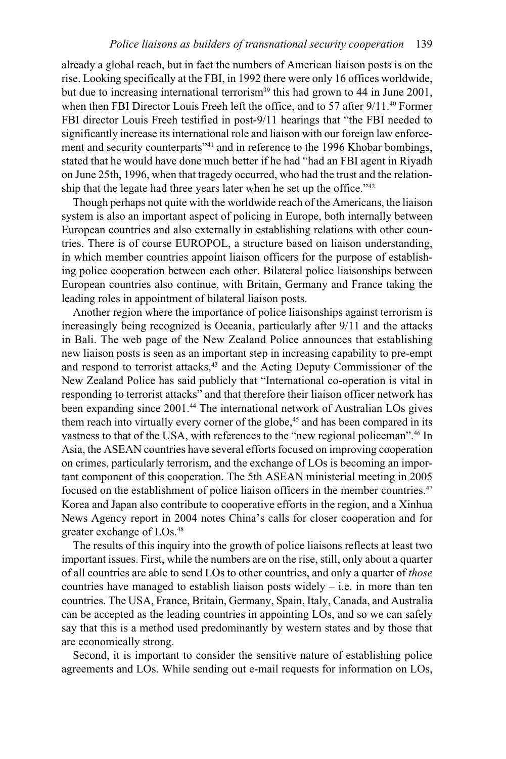already a global reach, but in fact the numbers of American liaison posts is on the rise. Looking specifically at the FBI, in 1992 there were only 16 offices worldwide, but due to increasing international terrorism[39] this had grown to 44 in June 2001, when then FBI Director Louis Freeh left the office, and to 57 after 9/11.[40] Former FBI director Louis Freeh testified in post-9/11 hearings that "the FBI needed to significantly increase its international role and liaison with our foreign law enforcement and security counterparts"[41] and in reference to the 1996 Khobar bombings, stated that he would have done much better if he had "had an FBI agent in Riyadh on June 25th, 1996, when that tragedy occurred, who had the trust and the relationship that the legate had three years later when he set up the office."[42]

Though perhaps not quite with the worldwide reach of the Americans, the liaison system is also an important aspect of policing in Europe, both internally between European countries and also externally in establishing relations with other countries. There is of course EUROPOL, a structure based on liaison understanding, in which member countries appoint liaison officers for the purpose of establishing police cooperation between each other. Bilateral police liaisonships between European countries also continue, with Britain, Germany and France taking the leading roles in appointment of bilateral liaison posts.

Another region where the importance of police liaisonships against terrorism is increasingly being recognized is Oceania, particularly after 9/11 and the attacks in Bali. The web page of the New Zealand Police announces that establishing new liaison posts is seen as an important step in increasing capability to pre-empt and respond to terrorist attacks,[43] and the Acting Deputy Commissioner of the New Zealand Police has said publicly that "International co-operation is vital in responding to terrorist attacks" and that therefore their liaison officer network has been expanding since 2001.[44] The international network of Australian LOs gives them reach into virtually every corner of the globe,[45] and has been compared in its vastness to that of the USA, with references to the "new regional policeman".[46] In Asia, the ASEAN countries have several efforts focused on improving cooperation on crimes, particularly terrorism, and the exchange of LOs is becoming an important component of this cooperation. The 5th ASEAN ministerial meeting in 2005 focused on the establishment of police liaison officers in the member countries.[47] Korea and Japan also contribute to cooperative efforts in the region, and a Xinhua News Agency report in 2004 notes China's calls for closer cooperation and for greater exchange of LOs.[48]

The results of this inquiry into the growth of police liaisons reflects at least two important issues. First, while the numbers are on the rise, still, only about a quarter of all countries are able to send LOs to other countries, and only a quarter of *those* countries have managed to establish liaison posts widely – i.e. in more than ten countries. The USA, France, Britain, Germany, Spain, Italy, Canada, and Australia can be accepted as the leading countries in appointing LOs, and so we can safely say that this is a method used predominantly by western states and by those that are economically strong.

Second, it is important to consider the sensitive nature of establishing police agreements and LOs. While sending out e-mail requests for information on LOs,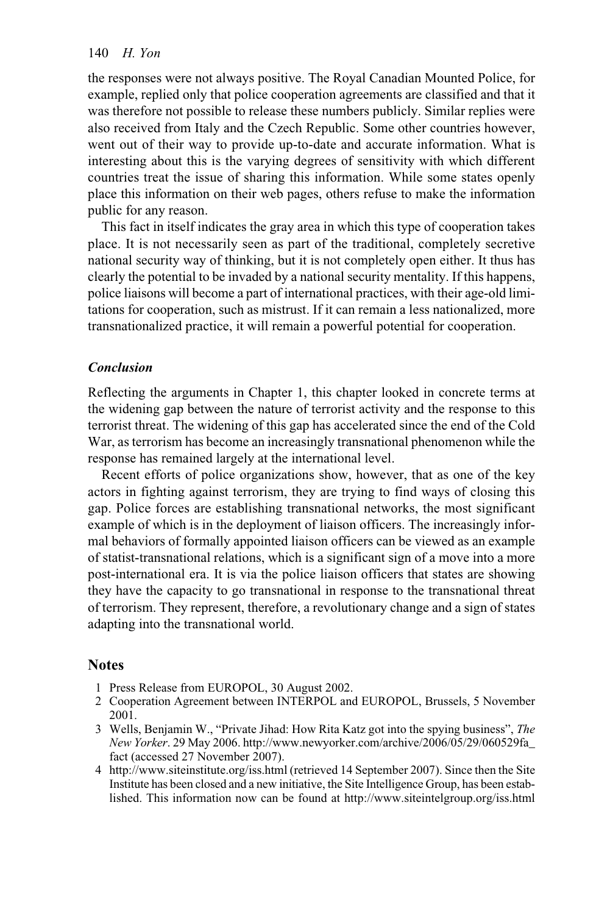the responses were not always positive. The Royal Canadian Mounted Police, for example, replied only that police cooperation agreements are classified and that it was therefore not possible to release these numbers publicly. Similar replies were also received from Italy and the Czech Republic. Some other countries however, went out of their way to provide up-to-date and accurate information. What is interesting about this is the varying degrees of sensitivity with which different countries treat the issue of sharing this information. While some states openly place this information on their web pages, others refuse to make the information public for any reason.

This fact in itself indicates the gray area in which this type of cooperation takes place. It is not necessarily seen as part of the traditional, completely secretive national security way of thinking, but it is not completely open either. It thus has clearly the potential to be invaded by a national security mentality. If this happens, police liaisons will become a part of international practices, with their age-old limitations for cooperation, such as mistrust. If it can remain a less nationalized, more transnationalized practice, it will remain a powerful potential for cooperation.

### *Conclusion*

Reflecting the arguments in Chapter 1, this chapter looked in concrete terms at the widening gap between the nature of terrorist activity and the response to this terrorist threat. The widening of this gap has accelerated since the end of the Cold War, as terrorism has become an increasingly transnational phenomenon while the response has remained largely at the international level.

Recent efforts of police organizations show, however, that as one of the key actors in fighting against terrorism, they are trying to find ways of closing this gap. Police forces are establishing transnational networks, the most significant example of which is in the deployment of liaison officers. The increasingly informal behaviors of formally appointed liaison officers can be viewed as an example of statist-transnational relations, which is a significant sign of a move into a more post-international era. It is via the police liaison officers that states are showing they have the capacity to go transnational in response to the transnational threat of terrorism. They represent, therefore, a revolutionary change and a sign of states adapting into the transnational world.

## Notes

1. Press Release from EUROPOL, 30 August 2002.
2. Cooperation Agreement between INTERPOL and EUROPOL, Brussels, 5 November 2001.
3. Wells, Benjamin W., "Private Jihad: How Rita Katz got into the spying business", *The New Yorker*. 29 May 2006. http://www.newyorker.com/archive/2006/05/29/060529fa_fact (accessed 27 November 2007).
4. http://www.siteinstitute.org/iss.html (retrieved 14 September 2007). Since then the Site Institute has been closed and a new initiative, the Site Intelligence Group, has been established. This information now can be found at http://www.siteintelgroup.org/iss.html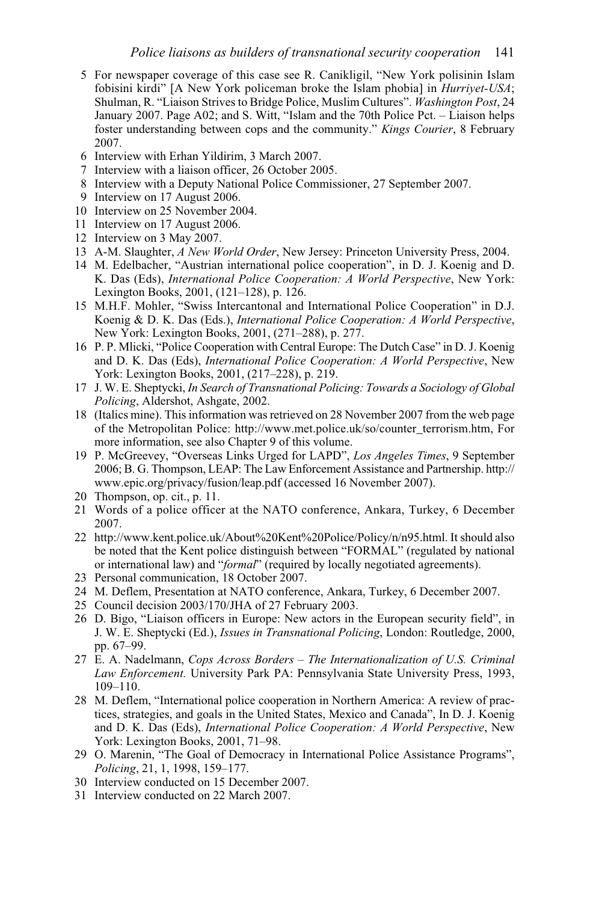5 For newspaper coverage of this case see R. Canikligil, "New York polisinin Islam fobisini kirdi" [A New York policeman broke the Islam phobia] in *Hurriyet-USA*; Shulman, R. "Liaison Strives to Bridge Police, Muslim Cultures". *Washington Post*, 24 January 2007. Page A02; and S. Witt, "Islam and the 70th Police Pct. – Liaison helps foster understanding between cops and the community." *Kings Courier*, 8 February 2007.

6 Interview with Erhan Yildirim, 3 March 2007.

7 Interview with a liaison officer, 26 October 2005.

8 Interview with a Deputy National Police Commissioner, 27 September 2007.

9 Interview on 17 August 2006.

10 Interview on 25 November 2004.

11 Interview on 17 August 2006.

12 Interview on 3 May 2007.

13 A-M. Slaughter, *A New World Order*, New Jersey: Princeton University Press, 2004.

14 M. Edelbacher, "Austrian international police cooperation", in D. J. Koenig and D. K. Das (Eds), *International Police Cooperation: A World Perspective*, New York: Lexington Books, 2001, (121–128), p. 126.

15 M.H.F. Mohler, "Swiss Intercantonal and International Police Cooperation" in D.J. Koenig & D. K. Das (Eds.), *International Police Cooperation: A World Perspective*, New York: Lexington Books, 2001, (271–288), p. 277.

16 P. P. Mlicki, "Police Cooperation with Central Europe: The Dutch Case" in D. J. Koenig and D. K. Das (Eds), *International Police Cooperation: A World Perspective*, New York: Lexington Books, 2001, (217–228), p. 219.

17 J. W. E. Sheptycki, *In Search of Transnational Policing: Towards a Sociology of Global Policing*, Aldershot, Ashgate, 2002.

18 (Italics mine). This information was retrieved on 28 November 2007 from the web page of the Metropolitan Police: http://www.met.police.uk/so/counter_terrorism.htm, For more information, see also Chapter 9 of this volume.

19 P. McGreevey, "Overseas Links Urged for LAPD", *Los Angeles Times*, 9 September 2006; B. G. Thompson, LEAP: The Law Enforcement Assistance and Partnership. http://www.epic.org/privacy/fusion/leap.pdf (accessed 16 November 2007).

20 Thompson, op. cit., p. 11.

21 Words of a police officer at the NATO conference, Ankara, Turkey, 6 December 2007.

22 http://www.kent.police.uk/About%20Kent%20Police/Policy/n/n95.html. It should also be noted that the Kent police distinguish between "FORMAL" (regulated by national or international law) and "*formal*" (required by locally negotiated agreements).

23 Personal communication, 18 October 2007.

24 M. Deflem, Presentation at NATO conference, Ankara, Turkey, 6 December 2007.

25 Council decision 2003/170/JHA of 27 February 2003.

26 D. Bigo, "Liaison officers in Europe: New actors in the European security field", in J. W. E. Sheptycki (Ed.), *Issues in Transnational Policing*, London: Routledge, 2000, pp. 67–99.

27 E. A. Nadelmann, *Cops Across Borders – The Internationalization of U.S. Criminal Law Enforcement.* University Park PA: Pennsylvania State University Press, 1993, 109–110.

28 M. Deflem, "International police cooperation in Northern America: A review of practices, strategies, and goals in the United States, Mexico and Canada", In D. J. Koenig and D. K. Das (Eds), *International Police Cooperation: A World Perspective*, New York: Lexington Books, 2001, 71–98.

29 O. Marenin, "The Goal of Democracy in International Police Assistance Programs", *Policing*, 21, 1, 1998, 159–177.

30 Interview conducted on 15 December 2007.

31 Interview conducted on 22 March 2007.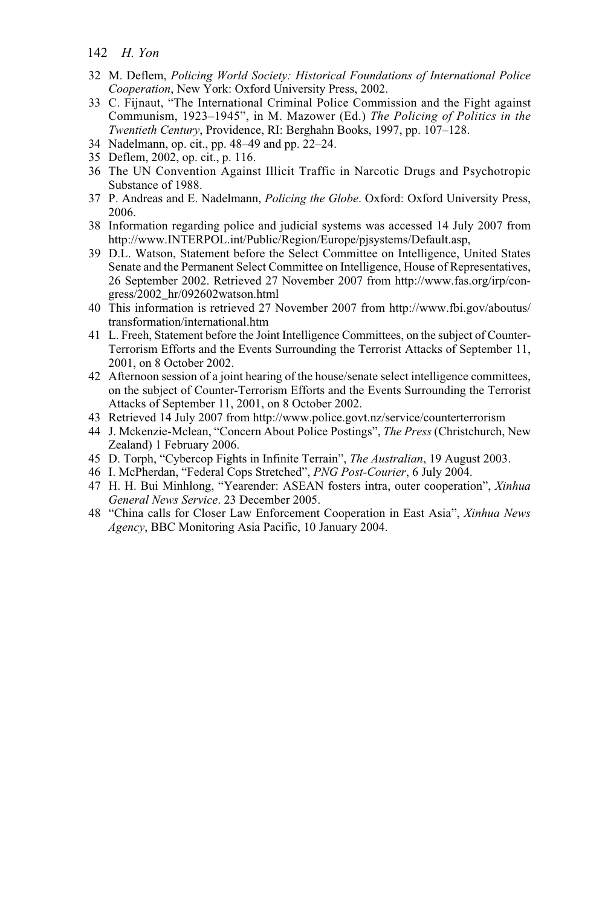32 M. Deflem, *Policing World Society: Historical Foundations of International Police Cooperation*, New York: Oxford University Press, 2002.

33 C. Fijnaut, "The International Criminal Police Commission and the Fight against Communism, 1923–1945", in M. Mazower (Ed.) *The Policing of Politics in the Twentieth Century*, Providence, RI: Berghahn Books, 1997, pp. 107–128.

34 Nadelmann, op. cit., pp. 48–49 and pp. 22–24.

35 Deflem, 2002, op. cit., p. 116.

36 The UN Convention Against Illicit Traffic in Narcotic Drugs and Psychotropic Substance of 1988.

37 P. Andreas and E. Nadelmann, *Policing the Globe*. Oxford: Oxford University Press, 2006.

38 Information regarding police and judicial systems was accessed 14 July 2007 from http://www.INTERPOL.int/Public/Region/Europe/pjsystems/Default.asp,

39 D.L. Watson, Statement before the Select Committee on Intelligence, United States Senate and the Permanent Select Committee on Intelligence, House of Representatives, 26 September 2002. Retrieved 27 November 2007 from http://www.fas.org/irp/congress/2002_hr/092602watson.html

40 This information is retrieved 27 November 2007 from http://www.fbi.gov/aboutus/transformation/international.htm

41 L. Freeh, Statement before the Joint Intelligence Committees, on the subject of Counter-Terrorism Efforts and the Events Surrounding the Terrorist Attacks of September 11, 2001, on 8 October 2002.

42 Afternoon session of a joint hearing of the house/senate select intelligence committees, on the subject of Counter-Terrorism Efforts and the Events Surrounding the Terrorist Attacks of September 11, 2001, on 8 October 2002.

43 Retrieved 14 July 2007 from http://www.police.govt.nz/service/counterterrorism

44 J. Mckenzie-Mclean, "Concern About Police Postings", *The Press* (Christchurch, New Zealand) 1 February 2006.

45 D. Torph, "Cybercop Fights in Infinite Terrain", *The Australian*, 19 August 2003.

46 I. McPherdan, "Federal Cops Stretched", *PNG Post-Courier*, 6 July 2004.

47 H. H. Bui Minhlong, "Yearender: ASEAN fosters intra, outer cooperation", *Xinhua General News Service*. 23 December 2005.

48 "China calls for Closer Law Enforcement Cooperation in East Asia", *Xinhua News Agency*, BBC Monitoring Asia Pacific, 10 January 2004.